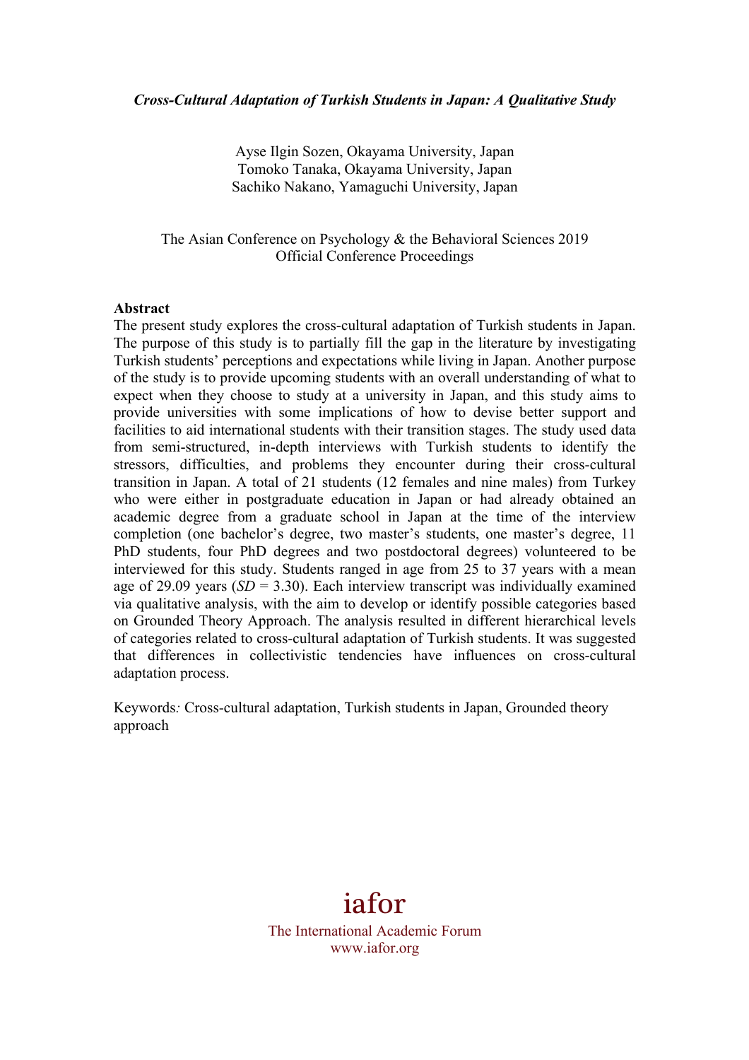*Cross-Cultural Adaptation of Turkish Students in Japan: A Qualitative Study*

Ayse Ilgin Sozen, Okayama University, Japan
Tomoko Tanaka, Okayama University, Japan
Sachiko Nakano, Yamaguchi University, Japan

The Asian Conference on Psychology & the Behavioral Sciences 2019
Official Conference Proceedings

**Abstract**

The present study explores the cross-cultural adaptation of Turkish students in Japan. The purpose of this study is to partially fill the gap in the literature by investigating Turkish students' perceptions and expectations while living in Japan. Another purpose of the study is to provide upcoming students with an overall understanding of what to expect when they choose to study at a university in Japan, and this study aims to provide universities with some implications of how to devise better support and facilities to aid international students with their transition stages. The study used data from semi-structured, in-depth interviews with Turkish students to identify the stressors, difficulties, and problems they encounter during their cross-cultural transition in Japan. A total of 21 students (12 females and nine males) from Turkey who were either in postgraduate education in Japan or had already obtained an academic degree from a graduate school in Japan at the time of the interview completion (one bachelor's degree, two master's students, one master's degree, 11 PhD students, four PhD degrees and two postdoctoral degrees) volunteered to be interviewed for this study. Students ranged in age from 25 to 37 years with a mean age of 29.09 years (*SD* = 3.30). Each interview transcript was individually examined via qualitative analysis, with the aim to develop or identify possible categories based on Grounded Theory Approach. The analysis resulted in different hierarchical levels of categories related to cross-cultural adaptation of Turkish students. It was suggested that differences in collectivistic tendencies have influences on cross-cultural adaptation process.

Keywords*:* Cross-cultural adaptation, Turkish students in Japan, Grounded theory approach

iafor
The International Academic Forum
www.iafor.org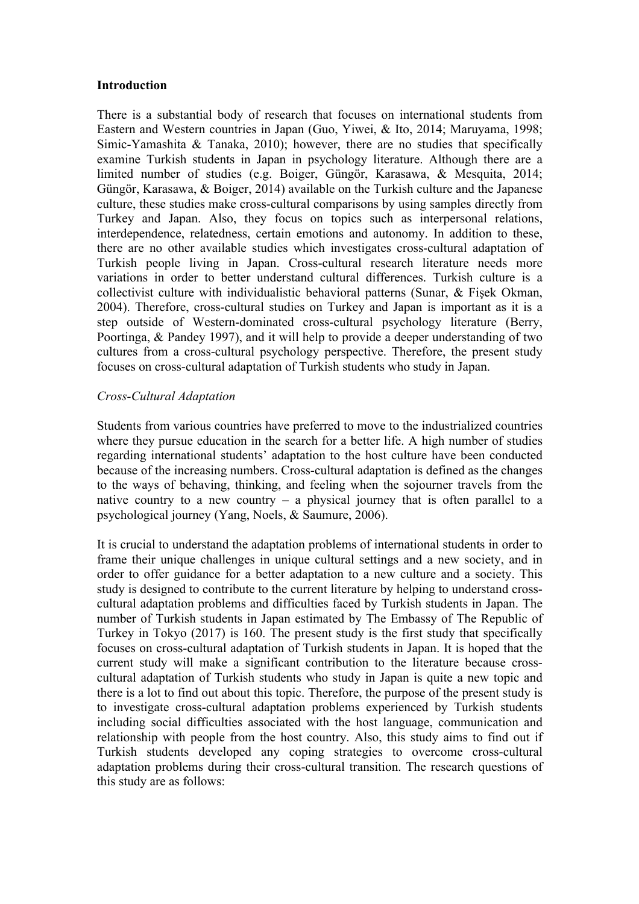## Introduction

There is a substantial body of research that focuses on international students from Eastern and Western countries in Japan (Guo, Yiwei, & Ito, 2014; Maruyama, 1998; Simic-Yamashita & Tanaka, 2010); however, there are no studies that specifically examine Turkish students in Japan in psychology literature. Although there are a limited number of studies (e.g. Boiger, Güngör, Karasawa, & Mesquita, 2014; Güngör, Karasawa, & Boiger, 2014) available on the Turkish culture and the Japanese culture, these studies make cross-cultural comparisons by using samples directly from Turkey and Japan. Also, they focus on topics such as interpersonal relations, interdependence, relatedness, certain emotions and autonomy. In addition to these, there are no other available studies which investigates cross-cultural adaptation of Turkish people living in Japan. Cross-cultural research literature needs more variations in order to better understand cultural differences. Turkish culture is a collectivist culture with individualistic behavioral patterns (Sunar, & Fişek Okman, 2004). Therefore, cross-cultural studies on Turkey and Japan is important as it is a step outside of Western-dominated cross-cultural psychology literature (Berry, Poortinga, & Pandey 1997), and it will help to provide a deeper understanding of two cultures from a cross-cultural psychology perspective. Therefore, the present study focuses on cross-cultural adaptation of Turkish students who study in Japan.

### *Cross-Cultural Adaptation*

Students from various countries have preferred to move to the industrialized countries where they pursue education in the search for a better life. A high number of studies regarding international students' adaptation to the host culture have been conducted because of the increasing numbers. Cross-cultural adaptation is defined as the changes to the ways of behaving, thinking, and feeling when the sojourner travels from the native country to a new country – a physical journey that is often parallel to a psychological journey (Yang, Noels, & Saumure, 2006).

It is crucial to understand the adaptation problems of international students in order to frame their unique challenges in unique cultural settings and a new society, and in order to offer guidance for a better adaptation to a new culture and a society. This study is designed to contribute to the current literature by helping to understand cross-cultural adaptation problems and difficulties faced by Turkish students in Japan. The number of Turkish students in Japan estimated by The Embassy of The Republic of Turkey in Tokyo (2017) is 160. The present study is the first study that specifically focuses on cross-cultural adaptation of Turkish students in Japan. It is hoped that the current study will make a significant contribution to the literature because cross-cultural adaptation of Turkish students who study in Japan is quite a new topic and there is a lot to find out about this topic. Therefore, the purpose of the present study is to investigate cross-cultural adaptation problems experienced by Turkish students including social difficulties associated with the host language, communication and relationship with people from the host country. Also, this study aims to find out if Turkish students developed any coping strategies to overcome cross-cultural adaptation problems during their cross-cultural transition. The research questions of this study are as follows: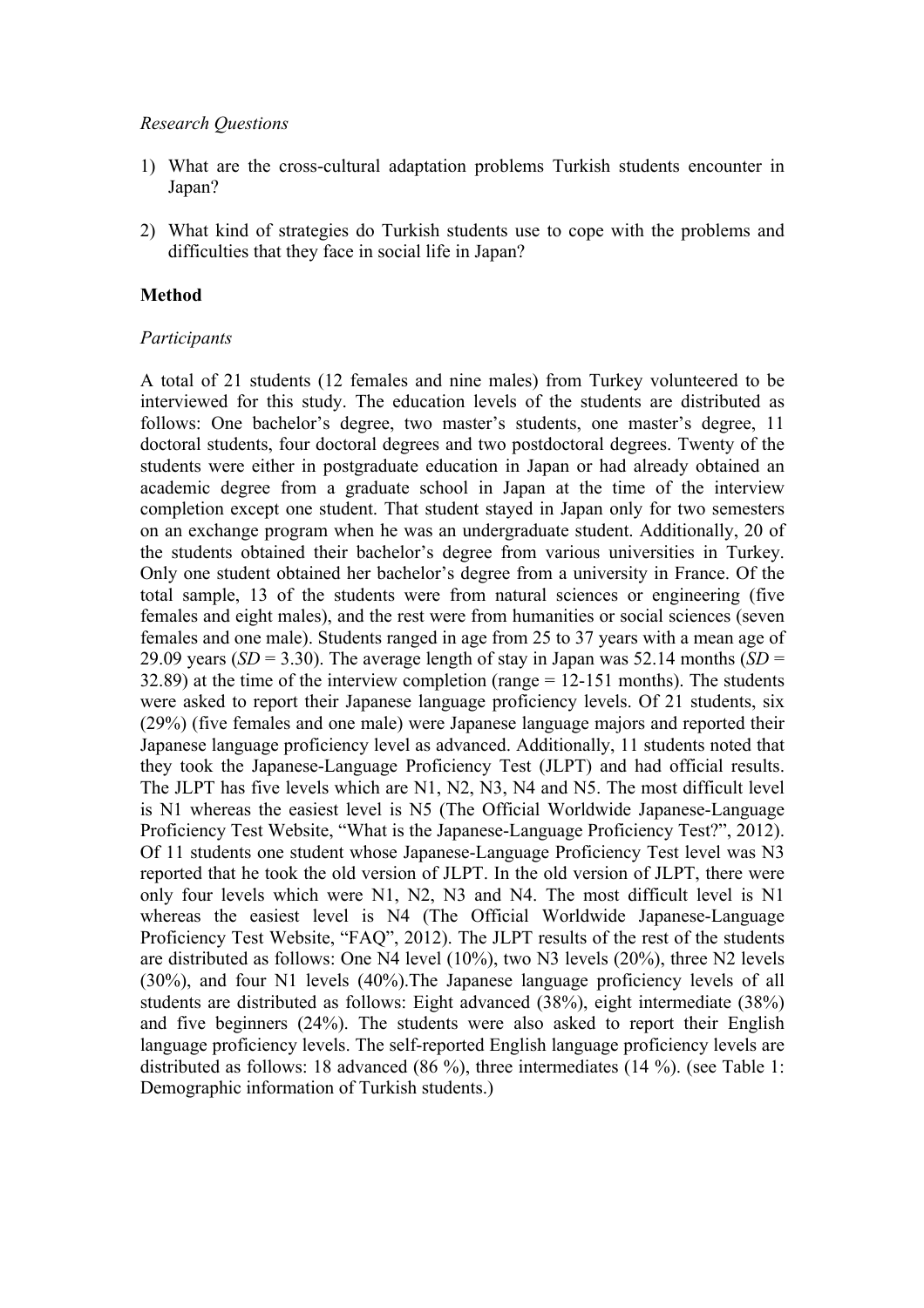*Research Questions*

1) What are the cross-cultural adaptation problems Turkish students encounter in Japan?

2) What kind of strategies do Turkish students use to cope with the problems and difficulties that they face in social life in Japan?

## Method

*Participants*

A total of 21 students (12 females and nine males) from Turkey volunteered to be interviewed for this study. The education levels of the students are distributed as follows: One bachelor's degree, two master's students, one master's degree, 11 doctoral students, four doctoral degrees and two postdoctoral degrees. Twenty of the students were either in postgraduate education in Japan or had already obtained an academic degree from a graduate school in Japan at the time of the interview completion except one student. That student stayed in Japan only for two semesters on an exchange program when he was an undergraduate student. Additionally, 20 of the students obtained their bachelor's degree from various universities in Turkey. Only one student obtained her bachelor's degree from a university in France. Of the total sample, 13 of the students were from natural sciences or engineering (five females and eight males), and the rest were from humanities or social sciences (seven females and one male). Students ranged in age from 25 to 37 years with a mean age of 29.09 years (*SD* = 3.30). The average length of stay in Japan was 52.14 months (*SD* = 32.89) at the time of the interview completion (range = 12-151 months). The students were asked to report their Japanese language proficiency levels. Of 21 students, six (29%) (five females and one male) were Japanese language majors and reported their Japanese language proficiency level as advanced. Additionally, 11 students noted that they took the Japanese-Language Proficiency Test (JLPT) and had official results. The JLPT has five levels which are N1, N2, N3, N4 and N5. The most difficult level is N1 whereas the easiest level is N5 (The Official Worldwide Japanese-Language Proficiency Test Website, "What is the Japanese-Language Proficiency Test?", 2012). Of 11 students one student whose Japanese-Language Proficiency Test level was N3 reported that he took the old version of JLPT. In the old version of JLPT, there were only four levels which were N1, N2, N3 and N4. The most difficult level is N1 whereas the easiest level is N4 (The Official Worldwide Japanese-Language Proficiency Test Website, "FAQ", 2012). The JLPT results of the rest of the students are distributed as follows: One N4 level (10%), two N3 levels (20%), three N2 levels (30%), and four N1 levels (40%).The Japanese language proficiency levels of all students are distributed as follows: Eight advanced (38%), eight intermediate (38%) and five beginners (24%). The students were also asked to report their English language proficiency levels. The self-reported English language proficiency levels are distributed as follows: 18 advanced (86 %), three intermediates (14 %). (see Table 1: Demographic information of Turkish students.)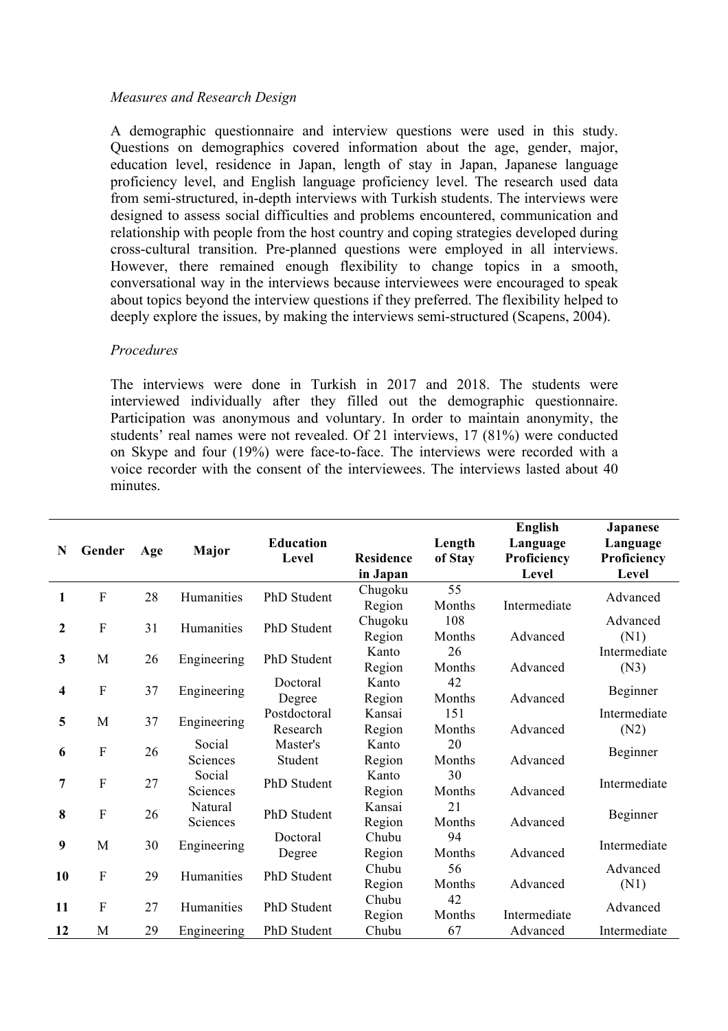*Measures and Research Design*

A demographic questionnaire and interview questions were used in this study. Questions on demographics covered information about the age, gender, major, education level, residence in Japan, length of stay in Japan, Japanese language proficiency level, and English language proficiency level. The research used data from semi-structured, in-depth interviews with Turkish students. The interviews were designed to assess social difficulties and problems encountered, communication and relationship with people from the host country and coping strategies developed during cross-cultural transition. Pre-planned questions were employed in all interviews. However, there remained enough flexibility to change topics in a smooth, conversational way in the interviews because interviewees were encouraged to speak about topics beyond the interview questions if they preferred. The flexibility helped to deeply explore the issues, by making the interviews semi-structured (Scapens, 2004).

*Procedures*

The interviews were done in Turkish in 2017 and 2018. The students were interviewed individually after they filled out the demographic questionnaire. Participation was anonymous and voluntary. In order to maintain anonymity, the students' real names were not revealed. Of 21 interviews, 17 (81%) were conducted on Skype and four (19%) were face-to-face. The interviews were recorded with a voice recorder with the consent of the interviewees. The interviews lasted about 40 minutes.

| N | Gender | Age | Major | Education Level | Residence in Japan | Length of Stay | English Language Proficiency Level | Japanese Language Proficiency Level |
|---|---|---|---|---|---|---|---|---|
| **1** | F | 28 | Humanities | PhD Student | Chugoku Region | 55 Months | Intermediate | Advanced |
| **2** | F | 31 | Humanities | PhD Student | Chugoku Region | 108 Months | Advanced | Advanced (N1) |
| **3** | M | 26 | Engineering | PhD Student | Kanto Region | 26 Months | Advanced | Intermediate (N3) |
| **4** | F | 37 | Engineering | Doctoral Degree | Kanto Region | 42 Months | Advanced | Beginner |
| **5** | M | 37 | Engineering | Postdoctoral Research | Kansai Region | 151 Months | Advanced | Intermediate (N2) |
| **6** | F | 26 | Social Sciences | Master's Student | Kanto Region | 20 Months | Advanced | Beginner |
| **7** | F | 27 | Social Sciences | PhD Student | Kanto Region | 30 Months | Advanced | Intermediate |
| **8** | F | 26 | Natural Sciences | PhD Student | Kansai Region | 21 Months | Advanced | Beginner |
| **9** | M | 30 | Engineering | Doctoral Degree | Chubu Region | 94 Months | Advanced | Intermediate |
| **10** | F | 29 | Humanities | PhD Student | Chubu Region | 56 Months | Advanced | Advanced (N1) |
| **11** | F | 27 | Humanities | PhD Student | Chubu Region | 42 Months | Intermediate | Advanced |
| **12** | M | 29 | Engineering | PhD Student | Chubu | 67 | Advanced | Intermediate |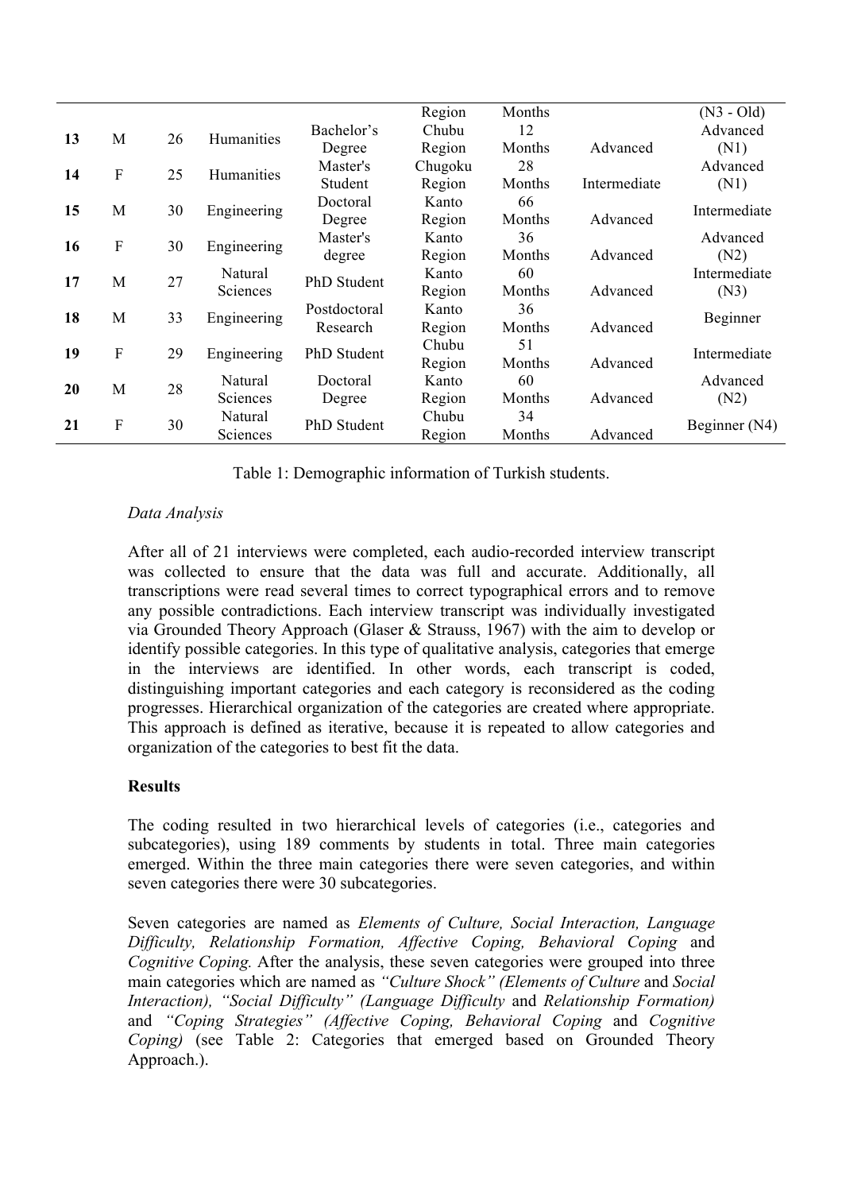| | | | | | | | | |
|---|---|---|---|---|---|---|---|---|
| | | | | | Region | Months | | (N3 - Old) |
| **13** | M | 26 | Humanities | Bachelor's Degree | Chubu Region | 12 Months | Advanced | Advanced (N1) |
| **14** | F | 25 | Humanities | Master's Student | Chugoku Region | 28 Months | Intermediate | Advanced (N1) |
| **15** | M | 30 | Engineering | Doctoral Degree | Kanto Region | 66 Months | Advanced | Intermediate |
| **16** | F | 30 | Engineering | Master's degree | Kanto Region | 36 Months | Advanced | Advanced (N2) |
| **17** | M | 27 | Natural Sciences | PhD Student | Kanto Region | 60 Months | Advanced | Intermediate (N3) |
| **18** | M | 33 | Engineering | Postdoctoral Research | Kanto Region | 36 Months | Advanced | Beginner |
| **19** | F | 29 | Engineering | PhD Student | Chubu Region | 51 Months | Advanced | Intermediate |
| **20** | M | 28 | Natural Sciences | Doctoral Degree | Kanto Region | 60 Months | Advanced | Advanced (N2) |
| **21** | F | 30 | Natural Sciences | PhD Student | Chubu Region | 34 Months | Advanced | Beginner (N4) |

Table 1: Demographic information of Turkish students.

*Data Analysis*

After all of 21 interviews were completed, each audio-recorded interview transcript was collected to ensure that the data was full and accurate. Additionally, all transcriptions were read several times to correct typographical errors and to remove any possible contradictions. Each interview transcript was individually investigated via Grounded Theory Approach (Glaser & Strauss, 1967) with the aim to develop or identify possible categories. In this type of qualitative analysis, categories that emerge in the interviews are identified. In other words, each transcript is coded, distinguishing important categories and each category is reconsidered as the coding progresses. Hierarchical organization of the categories are created where appropriate. This approach is defined as iterative, because it is repeated to allow categories and organization of the categories to best fit the data.

**Results**

The coding resulted in two hierarchical levels of categories (i.e., categories and subcategories), using 189 comments by students in total. Three main categories emerged. Within the three main categories there were seven categories, and within seven categories there were 30 subcategories.

Seven categories are named as *Elements of Culture, Social Interaction, Language Difficulty, Relationship Formation, Affective Coping, Behavioral Coping* and *Cognitive Coping.* After the analysis, these seven categories were grouped into three main categories which are named as *"Culture Shock" (Elements of Culture* and *Social Interaction), "Social Difficulty" (Language Difficulty* and *Relationship Formation)* and *"Coping Strategies" (Affective Coping, Behavioral Coping* and *Cognitive Coping)* (see Table 2: Categories that emerged based on Grounded Theory Approach.).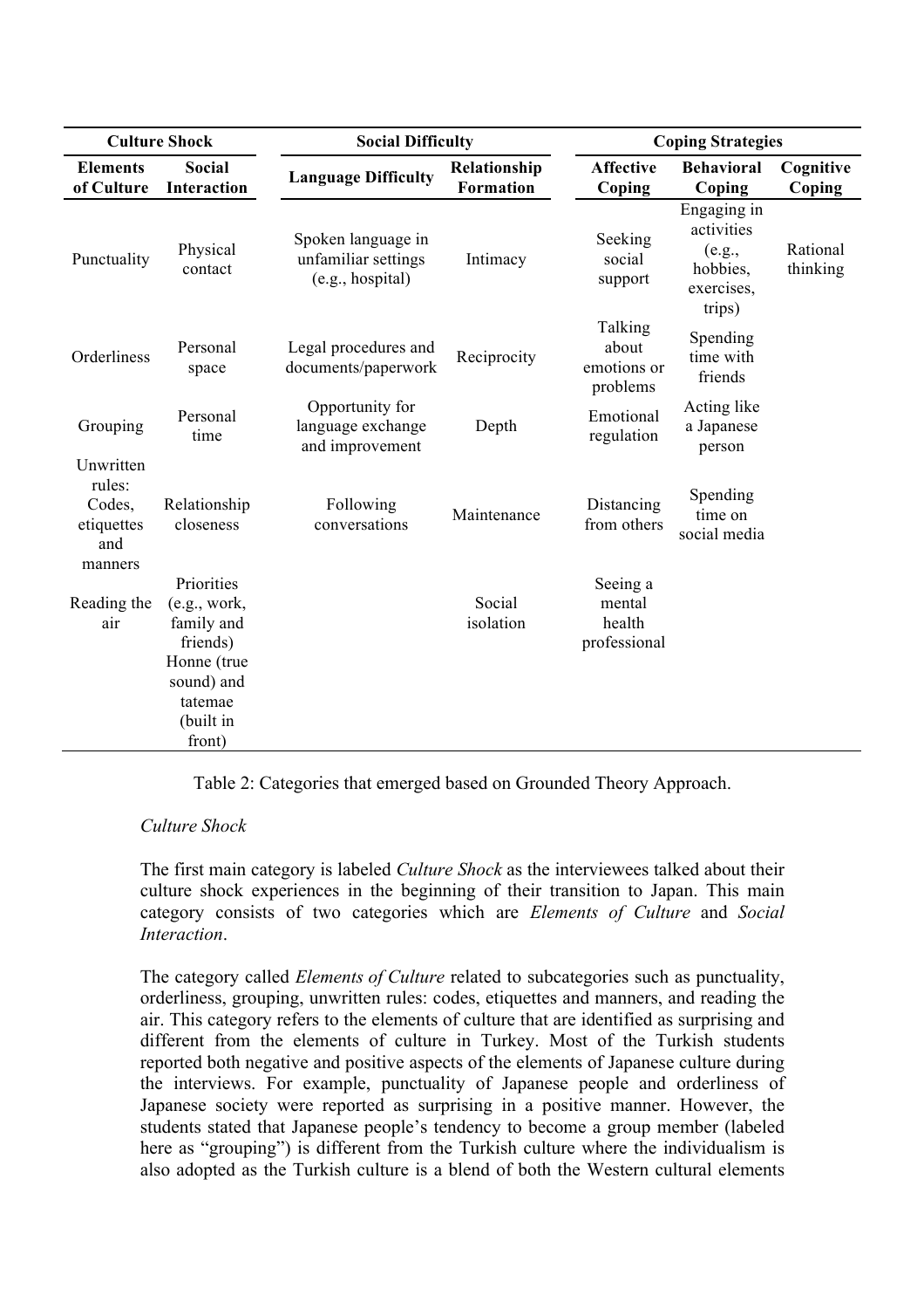| Culture Shock | | Social Difficulty | | Coping Strategies | | |
|---|---|---|---|---|---|---|
| **Elements of Culture** | **Social Interaction** | **Language Difficulty** | **Relationship Formation** | **Affective Coping** | **Behavioral Coping** | **Cognitive Coping** |
| Punctuality | Physical contact | Spoken language in unfamiliar settings (e.g., hospital) | Intimacy | Seeking social support | Engaging in activities (e.g., hobbies, exercises, trips) | Rational thinking |
| Orderliness | Personal space | Legal procedures and documents/paperwork | Reciprocity | Talking about emotions or problems | Spending time with friends | |
| Grouping | Personal time | Opportunity for language exchange and improvement | Depth | Emotional regulation | Acting like a Japanese person | |
| Unwritten rules: Codes, etiquettes and manners | Relationship closeness | Following conversations | Maintenance | Distancing from others | Spending time on social media | |
| Reading the air | Priorities (e.g., work, family and friends) Honne (true sound) and tatemae (built in front) | | Social isolation | Seeing a mental health professional | | |

Table 2: Categories that emerged based on Grounded Theory Approach.

*Culture Shock*

The first main category is labeled *Culture Shock* as the interviewees talked about their culture shock experiences in the beginning of their transition to Japan. This main category consists of two categories which are *Elements of Culture* and *Social Interaction*.

The category called *Elements of Culture* related to subcategories such as punctuality, orderliness, grouping, unwritten rules: codes, etiquettes and manners, and reading the air. This category refers to the elements of culture that are identified as surprising and different from the elements of culture in Turkey. Most of the Turkish students reported both negative and positive aspects of the elements of Japanese culture during the interviews. For example, punctuality of Japanese people and orderliness of Japanese society were reported as surprising in a positive manner. However, the students stated that Japanese people's tendency to become a group member (labeled here as "grouping") is different from the Turkish culture where the individualism is also adopted as the Turkish culture is a blend of both the Western cultural elements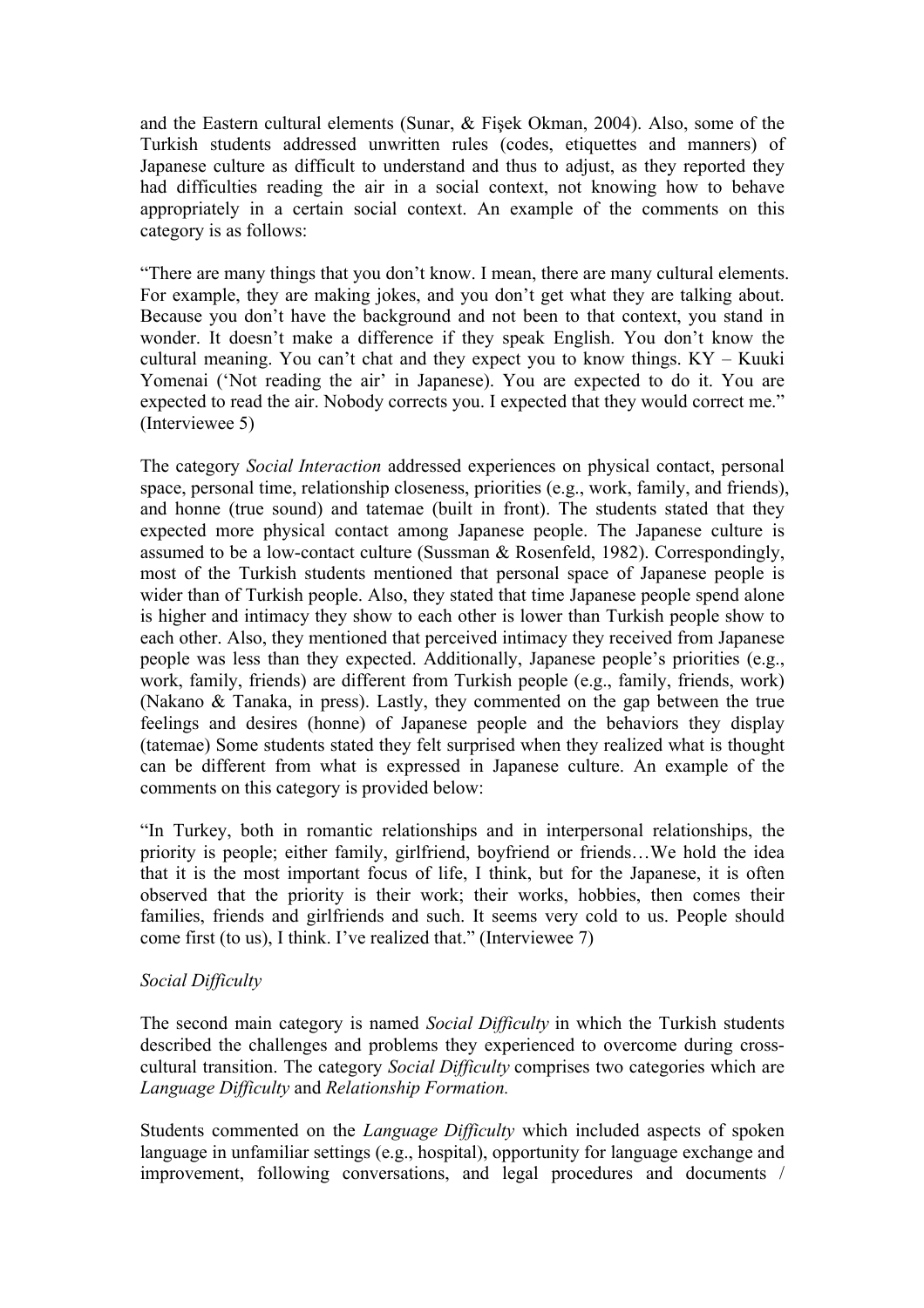and the Eastern cultural elements (Sunar, & Fişek Okman, 2004). Also, some of the Turkish students addressed unwritten rules (codes, etiquettes and manners) of Japanese culture as difficult to understand and thus to adjust, as they reported they had difficulties reading the air in a social context, not knowing how to behave appropriately in a certain social context. An example of the comments on this category is as follows:

"There are many things that you don't know. I mean, there are many cultural elements. For example, they are making jokes, and you don't get what they are talking about. Because you don't have the background and not been to that context, you stand in wonder. It doesn't make a difference if they speak English. You don't know the cultural meaning. You can't chat and they expect you to know things. KY – Kuuki Yomenai ('Not reading the air' in Japanese). You are expected to do it. You are expected to read the air. Nobody corrects you. I expected that they would correct me." (Interviewee 5)

The category *Social Interaction* addressed experiences on physical contact, personal space, personal time, relationship closeness, priorities (e.g., work, family, and friends), and honne (true sound) and tatemae (built in front). The students stated that they expected more physical contact among Japanese people. The Japanese culture is assumed to be a low-contact culture (Sussman & Rosenfeld, 1982). Correspondingly, most of the Turkish students mentioned that personal space of Japanese people is wider than of Turkish people. Also, they stated that time Japanese people spend alone is higher and intimacy they show to each other is lower than Turkish people show to each other. Also, they mentioned that perceived intimacy they received from Japanese people was less than they expected. Additionally, Japanese people's priorities (e.g., work, family, friends) are different from Turkish people (e.g., family, friends, work) (Nakano & Tanaka, in press). Lastly, they commented on the gap between the true feelings and desires (honne) of Japanese people and the behaviors they display (tatemae) Some students stated they felt surprised when they realized what is thought can be different from what is expressed in Japanese culture. An example of the comments on this category is provided below:

"In Turkey, both in romantic relationships and in interpersonal relationships, the priority is people; either family, girlfriend, boyfriend or friends…We hold the idea that it is the most important focus of life, I think, but for the Japanese, it is often observed that the priority is their work; their works, hobbies, then comes their families, friends and girlfriends and such. It seems very cold to us. People should come first (to us), I think. I've realized that." (Interviewee 7)

*Social Difficulty*

The second main category is named *Social Difficulty* in which the Turkish students described the challenges and problems they experienced to overcome during cross-cultural transition. The category *Social Difficulty* comprises two categories which are *Language Difficulty* and *Relationship Formation.*

Students commented on the *Language Difficulty* which included aspects of spoken language in unfamiliar settings (e.g., hospital), opportunity for language exchange and improvement, following conversations, and legal procedures and documents /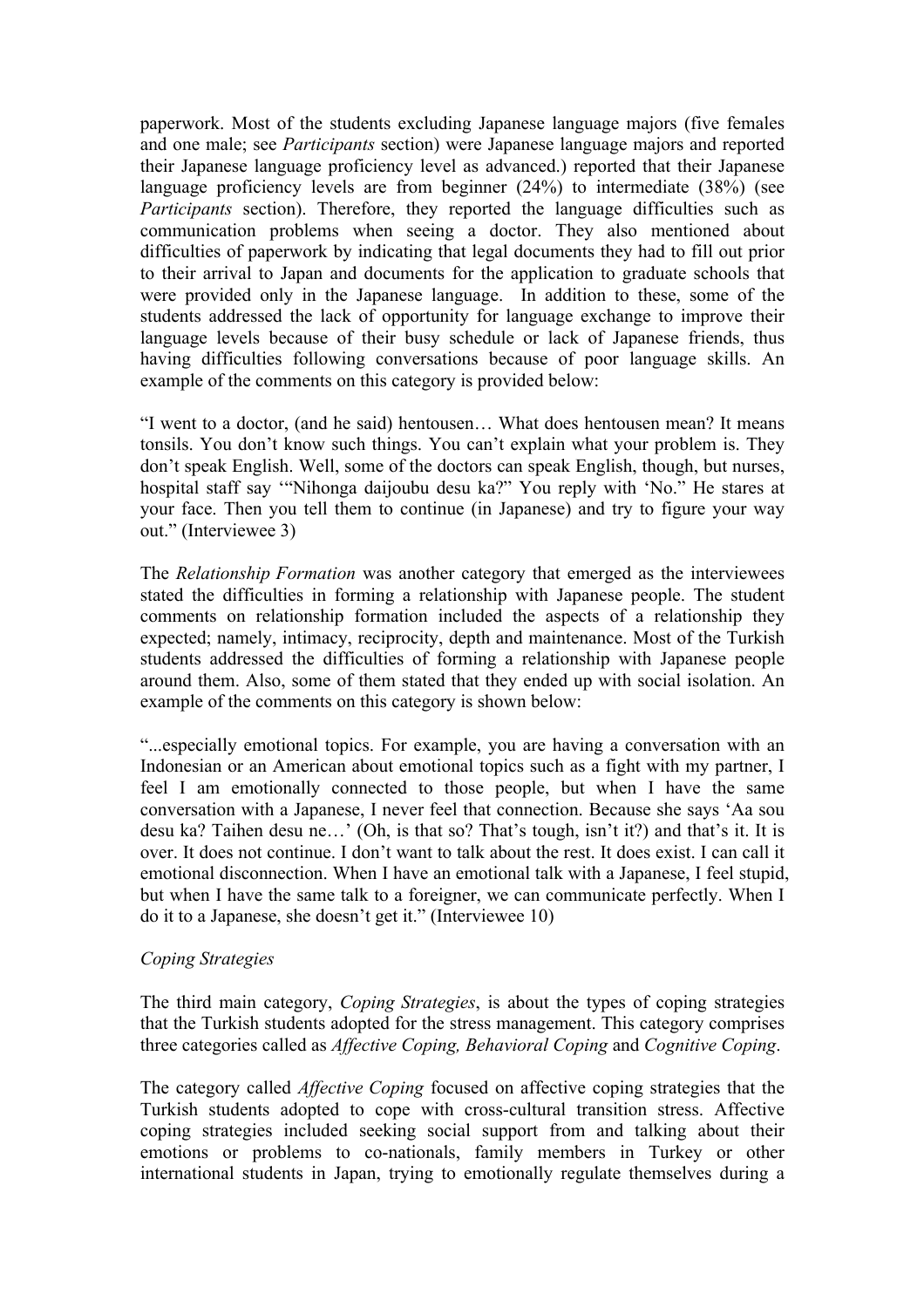paperwork. Most of the students excluding Japanese language majors (five females and one male; see *Participants* section) were Japanese language majors and reported their Japanese language proficiency level as advanced.) reported that their Japanese language proficiency levels are from beginner (24%) to intermediate (38%) (see *Participants* section). Therefore, they reported the language difficulties such as communication problems when seeing a doctor. They also mentioned about difficulties of paperwork by indicating that legal documents they had to fill out prior to their arrival to Japan and documents for the application to graduate schools that were provided only in the Japanese language. In addition to these, some of the students addressed the lack of opportunity for language exchange to improve their language levels because of their busy schedule or lack of Japanese friends, thus having difficulties following conversations because of poor language skills. An example of the comments on this category is provided below:

"I went to a doctor, (and he said) hentousen… What does hentousen mean? It means tonsils. You don't know such things. You can't explain what your problem is. They don't speak English. Well, some of the doctors can speak English, though, but nurses, hospital staff say '"Nihonga daijoubu desu ka?" You reply with 'No." He stares at your face. Then you tell them to continue (in Japanese) and try to figure your way out." (Interviewee 3)

The *Relationship Formation* was another category that emerged as the interviewees stated the difficulties in forming a relationship with Japanese people. The student comments on relationship formation included the aspects of a relationship they expected; namely, intimacy, reciprocity, depth and maintenance. Most of the Turkish students addressed the difficulties of forming a relationship with Japanese people around them. Also, some of them stated that they ended up with social isolation. An example of the comments on this category is shown below:

"...especially emotional topics. For example, you are having a conversation with an Indonesian or an American about emotional topics such as a fight with my partner, I feel I am emotionally connected to those people, but when I have the same conversation with a Japanese, I never feel that connection. Because she says 'Aa sou desu ka? Taihen desu ne…' (Oh, is that so? That's tough, isn't it?) and that's it. It is over. It does not continue. I don't want to talk about the rest. It does exist. I can call it emotional disconnection. When I have an emotional talk with a Japanese, I feel stupid, but when I have the same talk to a foreigner, we can communicate perfectly. When I do it to a Japanese, she doesn't get it." (Interviewee 10)

*Coping Strategies*

The third main category, *Coping Strategies*, is about the types of coping strategies that the Turkish students adopted for the stress management. This category comprises three categories called as *Affective Coping, Behavioral Coping* and *Cognitive Coping*.

The category called *Affective Coping* focused on affective coping strategies that the Turkish students adopted to cope with cross-cultural transition stress. Affective coping strategies included seeking social support from and talking about their emotions or problems to co-nationals, family members in Turkey or other international students in Japan, trying to emotionally regulate themselves during a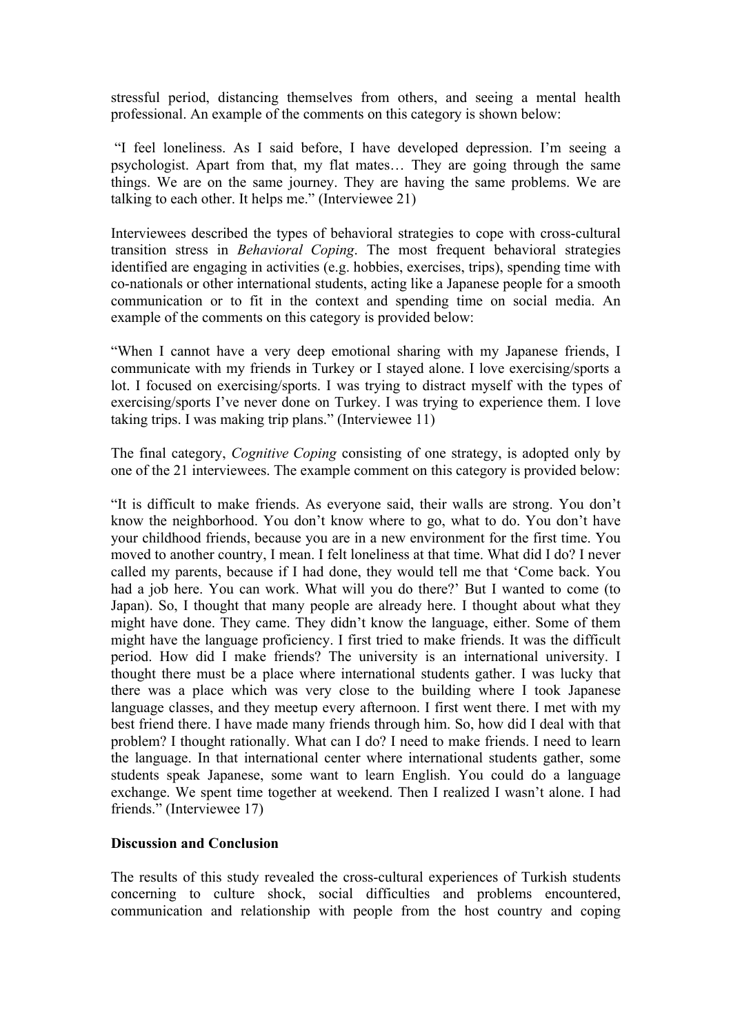stressful period, distancing themselves from others, and seeing a mental health professional. An example of the comments on this category is shown below:

"I feel loneliness. As I said before, I have developed depression. I'm seeing a psychologist. Apart from that, my flat mates… They are going through the same things. We are on the same journey. They are having the same problems. We are talking to each other. It helps me." (Interviewee 21)

Interviewees described the types of behavioral strategies to cope with cross-cultural transition stress in *Behavioral Coping*. The most frequent behavioral strategies identified are engaging in activities (e.g. hobbies, exercises, trips), spending time with co-nationals or other international students, acting like a Japanese people for a smooth communication or to fit in the context and spending time on social media. An example of the comments on this category is provided below:

"When I cannot have a very deep emotional sharing with my Japanese friends, I communicate with my friends in Turkey or I stayed alone. I love exercising/sports a lot. I focused on exercising/sports. I was trying to distract myself with the types of exercising/sports I've never done on Turkey. I was trying to experience them. I love taking trips. I was making trip plans." (Interviewee 11)

The final category, *Cognitive Coping* consisting of one strategy, is adopted only by one of the 21 interviewees. The example comment on this category is provided below:

"It is difficult to make friends. As everyone said, their walls are strong. You don't know the neighborhood. You don't know where to go, what to do. You don't have your childhood friends, because you are in a new environment for the first time. You moved to another country, I mean. I felt loneliness at that time. What did I do? I never called my parents, because if I had done, they would tell me that 'Come back. You had a job here. You can work. What will you do there?' But I wanted to come (to Japan). So, I thought that many people are already here. I thought about what they might have done. They came. They didn't know the language, either. Some of them might have the language proficiency. I first tried to make friends. It was the difficult period. How did I make friends? The university is an international university. I thought there must be a place where international students gather. I was lucky that there was a place which was very close to the building where I took Japanese language classes, and they meetup every afternoon. I first went there. I met with my best friend there. I have made many friends through him. So, how did I deal with that problem? I thought rationally. What can I do? I need to make friends. I need to learn the language. In that international center where international students gather, some students speak Japanese, some want to learn English. You could do a language exchange. We spent time together at weekend. Then I realized I wasn't alone. I had friends." (Interviewee 17)

**Discussion and Conclusion**

The results of this study revealed the cross-cultural experiences of Turkish students concerning to culture shock, social difficulties and problems encountered, communication and relationship with people from the host country and coping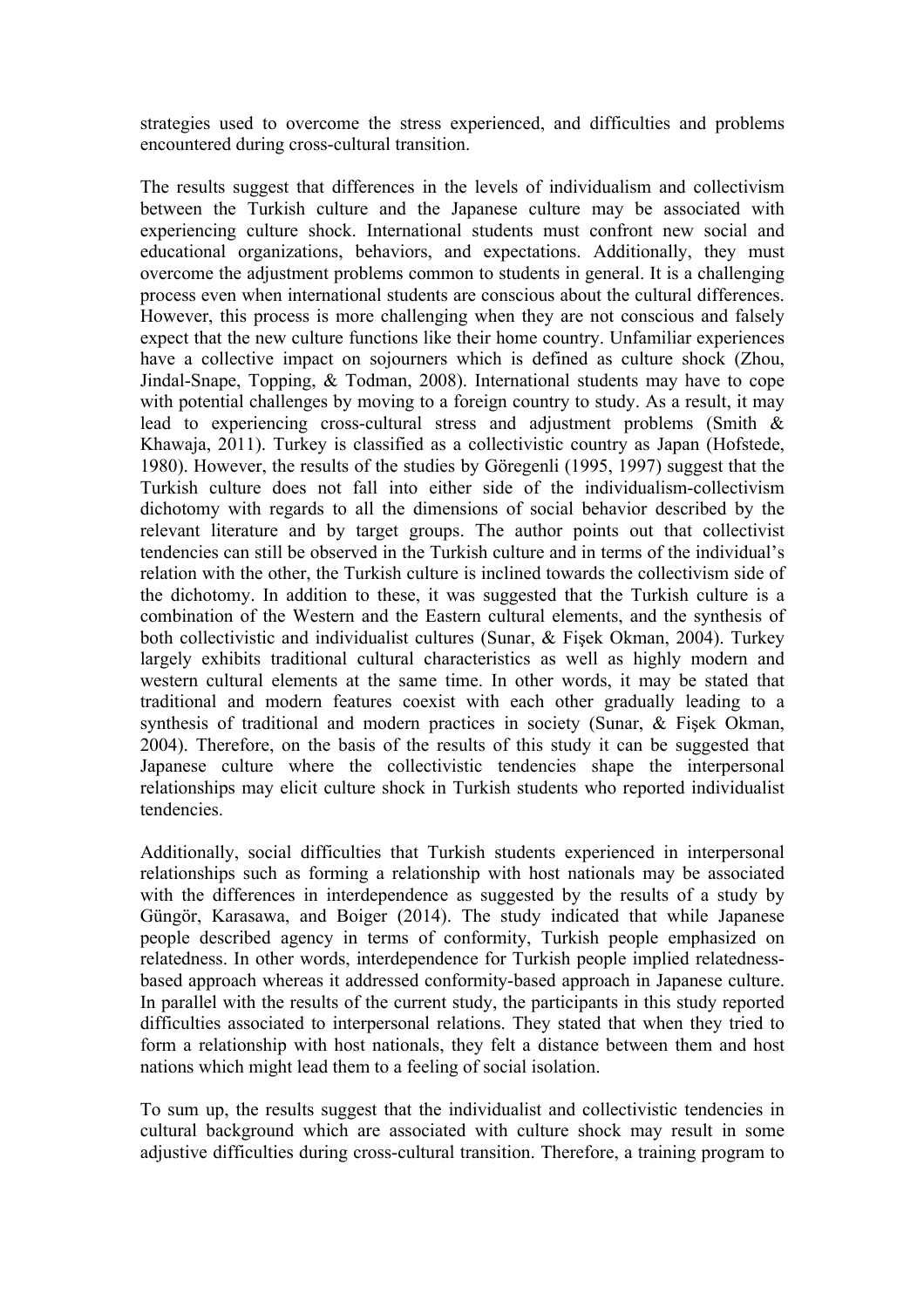strategies used to overcome the stress experienced, and difficulties and problems encountered during cross-cultural transition.

The results suggest that differences in the levels of individualism and collectivism between the Turkish culture and the Japanese culture may be associated with experiencing culture shock. International students must confront new social and educational organizations, behaviors, and expectations. Additionally, they must overcome the adjustment problems common to students in general. It is a challenging process even when international students are conscious about the cultural differences. However, this process is more challenging when they are not conscious and falsely expect that the new culture functions like their home country. Unfamiliar experiences have a collective impact on sojourners which is defined as culture shock (Zhou, Jindal-Snape, Topping, & Todman, 2008). International students may have to cope with potential challenges by moving to a foreign country to study. As a result, it may lead to experiencing cross-cultural stress and adjustment problems (Smith & Khawaja, 2011). Turkey is classified as a collectivistic country as Japan (Hofstede, 1980). However, the results of the studies by Göregenli (1995, 1997) suggest that the Turkish culture does not fall into either side of the individualism-collectivism dichotomy with regards to all the dimensions of social behavior described by the relevant literature and by target groups. The author points out that collectivist tendencies can still be observed in the Turkish culture and in terms of the individual's relation with the other, the Turkish culture is inclined towards the collectivism side of the dichotomy. In addition to these, it was suggested that the Turkish culture is a combination of the Western and the Eastern cultural elements, and the synthesis of both collectivistic and individualist cultures (Sunar, & Fişek Okman, 2004). Turkey largely exhibits traditional cultural characteristics as well as highly modern and western cultural elements at the same time. In other words, it may be stated that traditional and modern features coexist with each other gradually leading to a synthesis of traditional and modern practices in society (Sunar, & Fişek Okman, 2004). Therefore, on the basis of the results of this study it can be suggested that Japanese culture where the collectivistic tendencies shape the interpersonal relationships may elicit culture shock in Turkish students who reported individualist tendencies.

Additionally, social difficulties that Turkish students experienced in interpersonal relationships such as forming a relationship with host nationals may be associated with the differences in interdependence as suggested by the results of a study by Güngör, Karasawa, and Boiger (2014). The study indicated that while Japanese people described agency in terms of conformity, Turkish people emphasized on relatedness. In other words, interdependence for Turkish people implied relatedness-based approach whereas it addressed conformity-based approach in Japanese culture. In parallel with the results of the current study, the participants in this study reported difficulties associated to interpersonal relations. They stated that when they tried to form a relationship with host nationals, they felt a distance between them and host nations which might lead them to a feeling of social isolation.

To sum up, the results suggest that the individualist and collectivistic tendencies in cultural background which are associated with culture shock may result in some adjustive difficulties during cross-cultural transition. Therefore, a training program to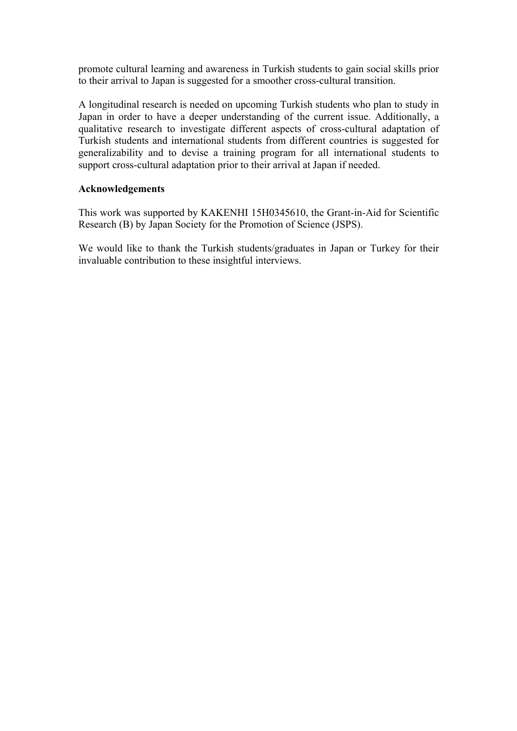promote cultural learning and awareness in Turkish students to gain social skills prior to their arrival to Japan is suggested for a smoother cross-cultural transition.

A longitudinal research is needed on upcoming Turkish students who plan to study in Japan in order to have a deeper understanding of the current issue. Additionally, a qualitative research to investigate different aspects of cross-cultural adaptation of Turkish students and international students from different countries is suggested for generalizability and to devise a training program for all international students to support cross-cultural adaptation prior to their arrival at Japan if needed.

**Acknowledgements**

This work was supported by KAKENHI 15H0345610, the Grant-in-Aid for Scientific Research (B) by Japan Society for the Promotion of Science (JSPS).

We would like to thank the Turkish students/graduates in Japan or Turkey for their invaluable contribution to these insightful interviews.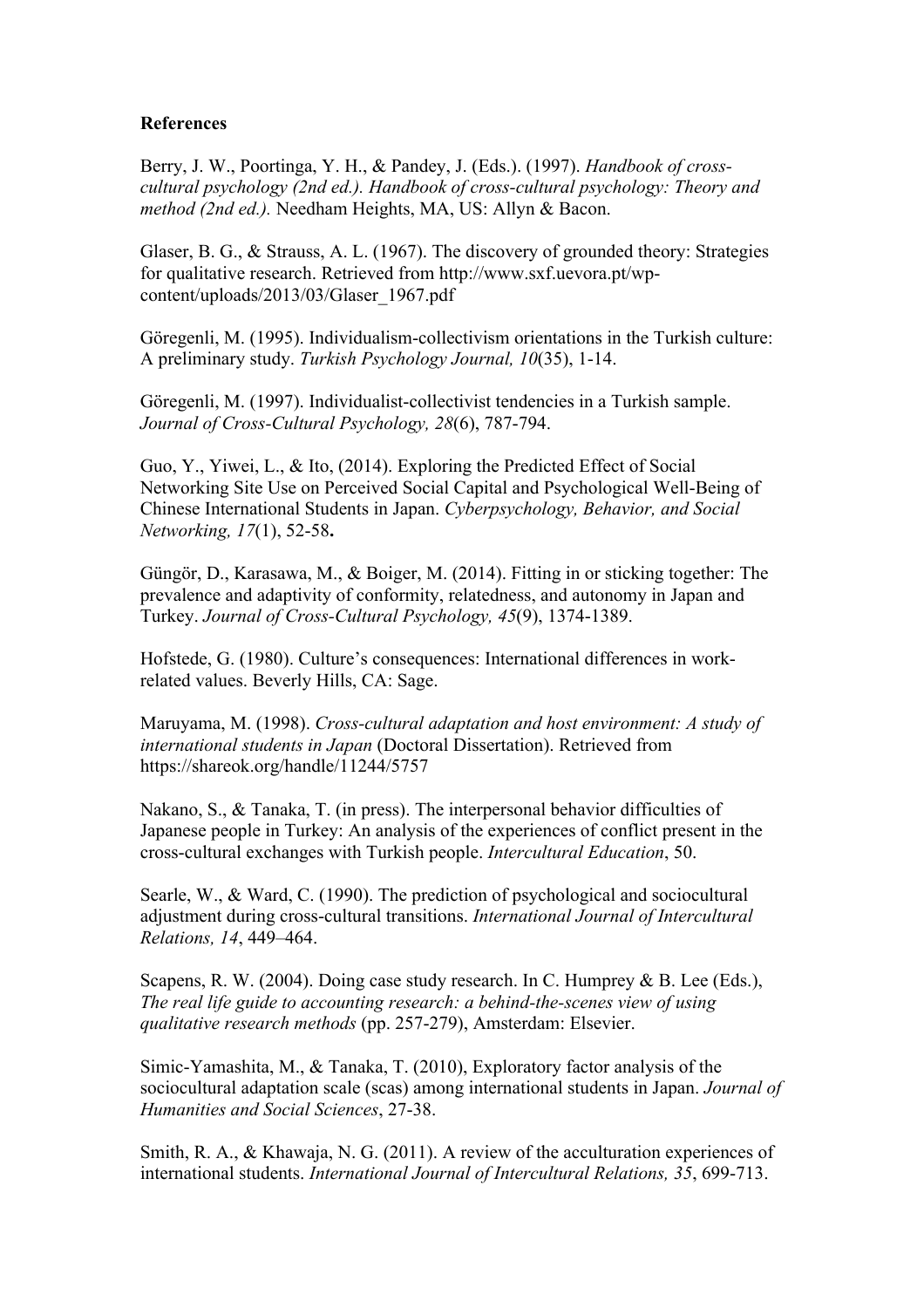**References**

Berry, J. W., Poortinga, Y. H., & Pandey, J. (Eds.). (1997). *Handbook of cross-cultural psychology (2nd ed.). Handbook of cross-cultural psychology: Theory and method (2nd ed.).* Needham Heights, MA, US: Allyn & Bacon.

Glaser, B. G., & Strauss, A. L. (1967). The discovery of grounded theory: Strategies for qualitative research. Retrieved from http://www.sxf.uevora.pt/wp-content/uploads/2013/03/Glaser_1967.pdf

Göregenli, M. (1995). Individualism-collectivism orientations in the Turkish culture: A preliminary study. *Turkish Psychology Journal, 10*(35), 1-14.

Göregenli, M. (1997). Individualist-collectivist tendencies in a Turkish sample. *Journal of Cross-Cultural Psychology, 28*(6), 787-794.

Guo, Y., Yiwei, L., & Ito, (2014). Exploring the Predicted Effect of Social Networking Site Use on Perceived Social Capital and Psychological Well-Being of Chinese International Students in Japan. *Cyberpsychology, Behavior, and Social Networking, 17*(1), 52-58**.**

Güngör, D., Karasawa, M., & Boiger, M. (2014). Fitting in or sticking together: The prevalence and adaptivity of conformity, relatedness, and autonomy in Japan and Turkey. *Journal of Cross-Cultural Psychology, 45*(9), 1374-1389.

Hofstede, G. (1980). Culture's consequences: International differences in work-related values. Beverly Hills, CA: Sage.

Maruyama, M. (1998). *Cross-cultural adaptation and host environment: A study of international students in Japan* (Doctoral Dissertation). Retrieved from https://shareok.org/handle/11244/5757

Nakano, S., & Tanaka, T. (in press). The interpersonal behavior difficulties of Japanese people in Turkey: An analysis of the experiences of conflict present in the cross-cultural exchanges with Turkish people. *Intercultural Education*, 50.

Searle, W., & Ward, C. (1990). The prediction of psychological and sociocultural adjustment during cross-cultural transitions. *International Journal of Intercultural Relations, 14*, 449–464.

Scapens, R. W. (2004). Doing case study research. In C. Humprey & B. Lee (Eds.), *The real life guide to accounting research: a behind-the-scenes view of using qualitative research methods* (pp. 257-279), Amsterdam: Elsevier.

Simic-Yamashita, M., & Tanaka, T. (2010), Exploratory factor analysis of the sociocultural adaptation scale (scas) among international students in Japan. *Journal of Humanities and Social Sciences*, 27-38.

Smith, R. A., & Khawaja, N. G. (2011). A review of the acculturation experiences of international students. *International Journal of Intercultural Relations, 35*, 699-713.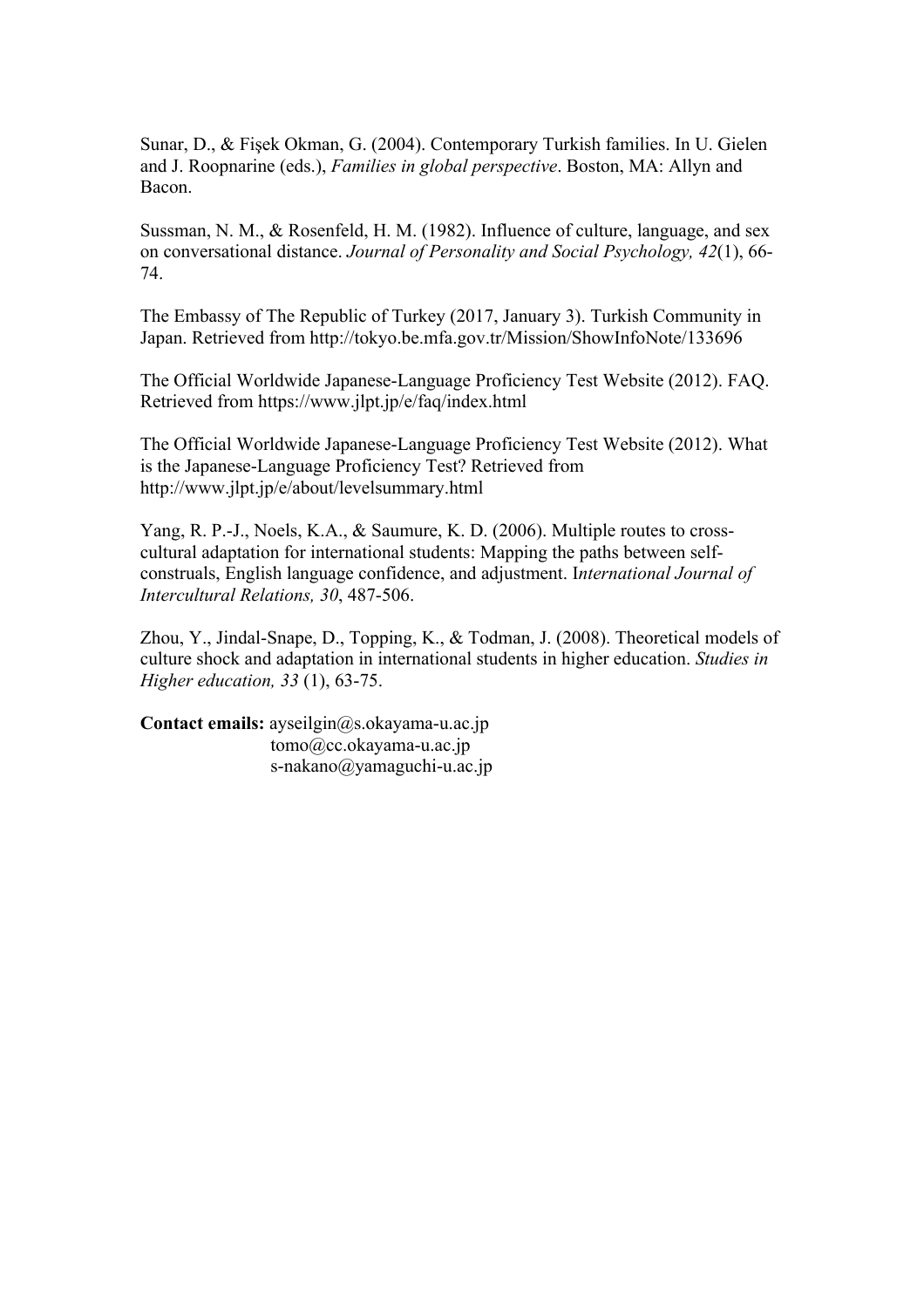Sunar, D., & Fişek Okman, G. (2004). Contemporary Turkish families. In U. Gielen and J. Roopnarine (eds.), *Families in global perspective*. Boston, MA: Allyn and Bacon.

Sussman, N. M., & Rosenfeld, H. M. (1982). Influence of culture, language, and sex on conversational distance. *Journal of Personality and Social Psychology, 42*(1), 66-74.

The Embassy of The Republic of Turkey (2017, January 3). Turkish Community in Japan. Retrieved from http://tokyo.be.mfa.gov.tr/Mission/ShowInfoNote/133696

The Official Worldwide Japanese-Language Proficiency Test Website (2012). FAQ. Retrieved from https://www.jlpt.jp/e/faq/index.html

The Official Worldwide Japanese-Language Proficiency Test Website (2012). What is the Japanese-Language Proficiency Test? Retrieved from http://www.jlpt.jp/e/about/levelsummary.html

Yang, R. P.-J., Noels, K.A., & Saumure, K. D. (2006). Multiple routes to cross-cultural adaptation for international students: Mapping the paths between self-construals, English language confidence, and adjustment. I*nternational Journal of Intercultural Relations, 30*, 487-506.

Zhou, Y., Jindal-Snape, D., Topping, K., & Todman, J. (2008). Theoretical models of culture shock and adaptation in international students in higher education. *Studies in Higher education, 33* (1), 63-75.

**Contact emails:** ayseilgin@s.okayama-u.ac.jp
tomo@cc.okayama-u.ac.jp
s-nakano@yamaguchi-u.ac.jp